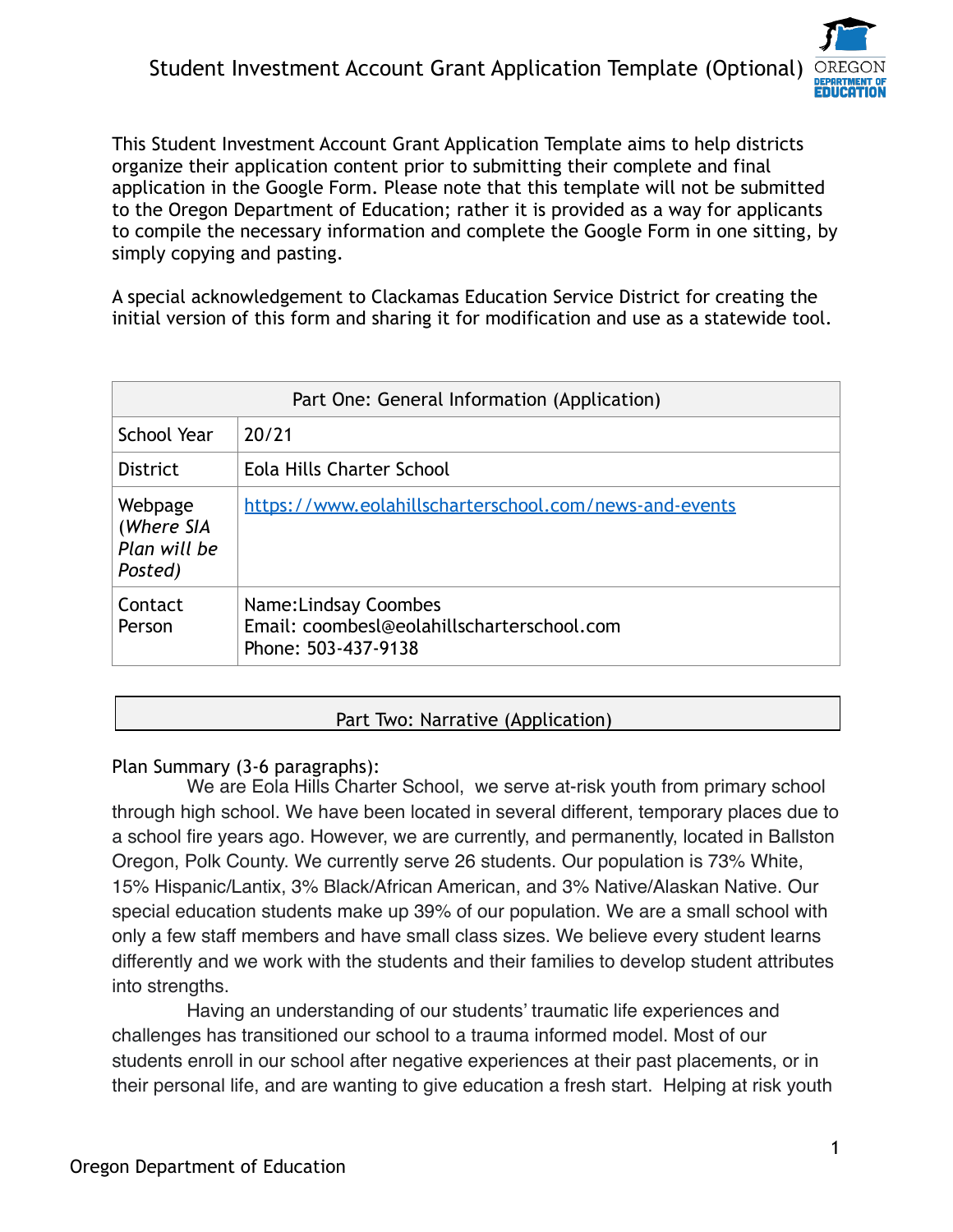# Student Investment Account Grant Application Template (Optional)

This Student Investment Account Grant Application Template aims to help districts organize their application content prior to submitting their complete and final application in the Google Form. Please note that this template will not be submitted to the Oregon Department of Education; rather it is provided as a way for applicants to compile the necessary information and complete the Google Form in one sitting, by simply copying and pasting.

A special acknowledgement to Clackamas Education Service District for creating the initial version of this form and sharing it for modification and use as a statewide tool.

| Part One: General Information (Application) | |
|---|---|
| School Year | 20/21 |
| District | Eola Hills Charter School |
| Webpage (*Where SIA Plan will be Posted)* | https://www.eolahillscharterschool.com/news-and-events |
| Contact Person | Name:Lindsay Coombes<br>Email: coombesl@eolahillscharterschool.com<br>Phone: 503-437-9138 |

## Part Two: Narrative (Application)

Plan Summary (3-6 paragraphs):

We are Eola Hills Charter School, we serve at-risk youth from primary school through high school. We have been located in several different, temporary places due to a school fire years ago. However, we are currently, and permanently, located in Ballston Oregon, Polk County. We currently serve 26 students. Our population is 73% White, 15% Hispanic/Lantix, 3% Black/African American, and 3% Native/Alaskan Native. Our special education students make up 39% of our population. We are a small school with only a few staff members and have small class sizes. We believe every student learns differently and we work with the students and their families to develop student attributes into strengths.

Having an understanding of our students' traumatic life experiences and challenges has transitioned our school to a trauma informed model. Most of our students enroll in our school after negative experiences at their past placements, or in their personal life, and are wanting to give education a fresh start. Helping at risk youth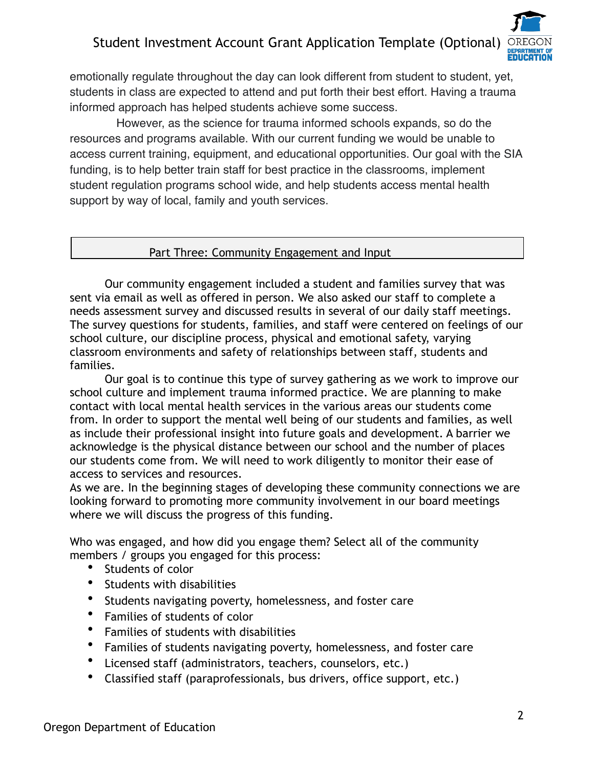emotionally regulate throughout the day can look different from student to student, yet, students in class are expected to attend and put forth their best effort. Having a trauma informed approach has helped students achieve some success.

However, as the science for trauma informed schools expands, so do the resources and programs available. With our current funding we would be unable to access current training, equipment, and educational opportunities. Our goal with the SIA funding, is to help better train staff for best practice in the classrooms, implement student regulation programs school wide, and help students access mental health support by way of local, family and youth services.

## Part Three: Community Engagement and Input

Our community engagement included a student and families survey that was sent via email as well as offered in person. We also asked our staff to complete a needs assessment survey and discussed results in several of our daily staff meetings. The survey questions for students, families, and staff were centered on feelings of our school culture, our discipline process, physical and emotional safety, varying classroom environments and safety of relationships between staff, students and families.

Our goal is to continue this type of survey gathering as we work to improve our school culture and implement trauma informed practice. We are planning to make contact with local mental health services in the various areas our students come from. In order to support the mental well being of our students and families, as well as include their professional insight into future goals and development. A barrier we acknowledge is the physical distance between our school and the number of places our students come from. We will need to work diligently to monitor their ease of access to services and resources.

As we are. In the beginning stages of developing these community connections we are looking forward to promoting more community involvement in our board meetings where we will discuss the progress of this funding.

Who was engaged, and how did you engage them? Select all of the community members / groups you engaged for this process:

- Students of color
- Students with disabilities
- Students navigating poverty, homelessness, and foster care
- Families of students of color
- Families of students with disabilities
- Families of students navigating poverty, homelessness, and foster care
- Licensed staff (administrators, teachers, counselors, etc.)
- Classified staff (paraprofessionals, bus drivers, office support, etc.)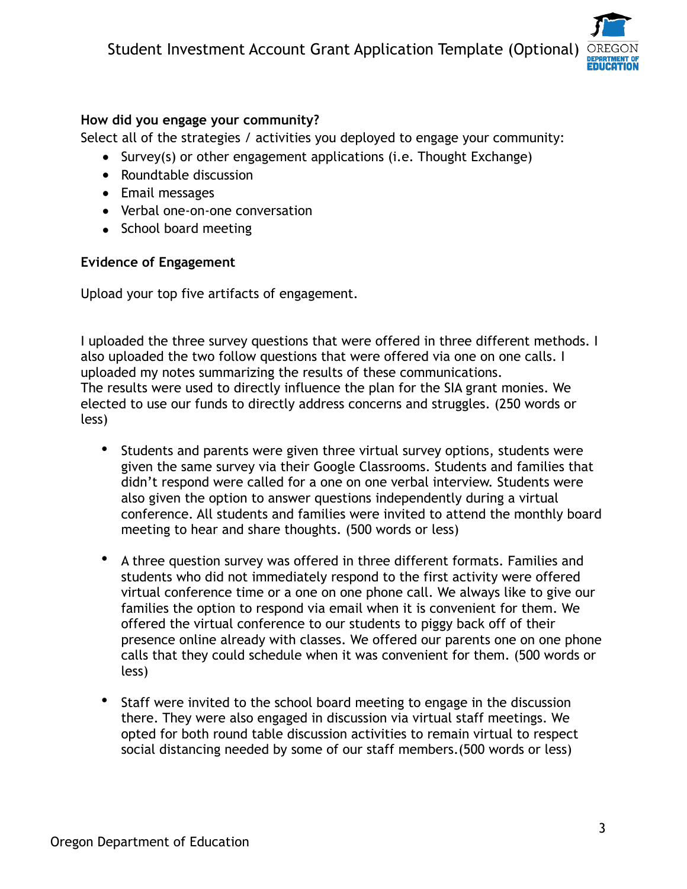**How did you engage your community?**

Select all of the strategies / activities you deployed to engage your community:

- Survey(s) or other engagement applications (i.e. Thought Exchange)
- Roundtable discussion
- Email messages
- Verbal one-on-one conversation
- School board meeting

**Evidence of Engagement**

Upload your top five artifacts of engagement.

I uploaded the three survey questions that were offered in three different methods. I also uploaded the two follow questions that were offered via one on one calls. I uploaded my notes summarizing the results of these communications.
The results were used to directly influence the plan for the SIA grant monies. We elected to use our funds to directly address concerns and struggles. (250 words or less)

- Students and parents were given three virtual survey options, students were given the same survey via their Google Classrooms. Students and families that didn't respond were called for a one on one verbal interview. Students were also given the option to answer questions independently during a virtual conference. All students and families were invited to attend the monthly board meeting to hear and share thoughts. (500 words or less)

- A three question survey was offered in three different formats. Families and students who did not immediately respond to the first activity were offered virtual conference time or a one on one phone call. We always like to give our families the option to respond via email when it is convenient for them. We offered the virtual conference to our students to piggy back off of their presence online already with classes. We offered our parents one on one phone calls that they could schedule when it was convenient for them. (500 words or less)

- Staff were invited to the school board meeting to engage in the discussion there. They were also engaged in discussion via virtual staff meetings. We opted for both round table discussion activities to remain virtual to respect social distancing needed by some of our staff members.(500 words or less)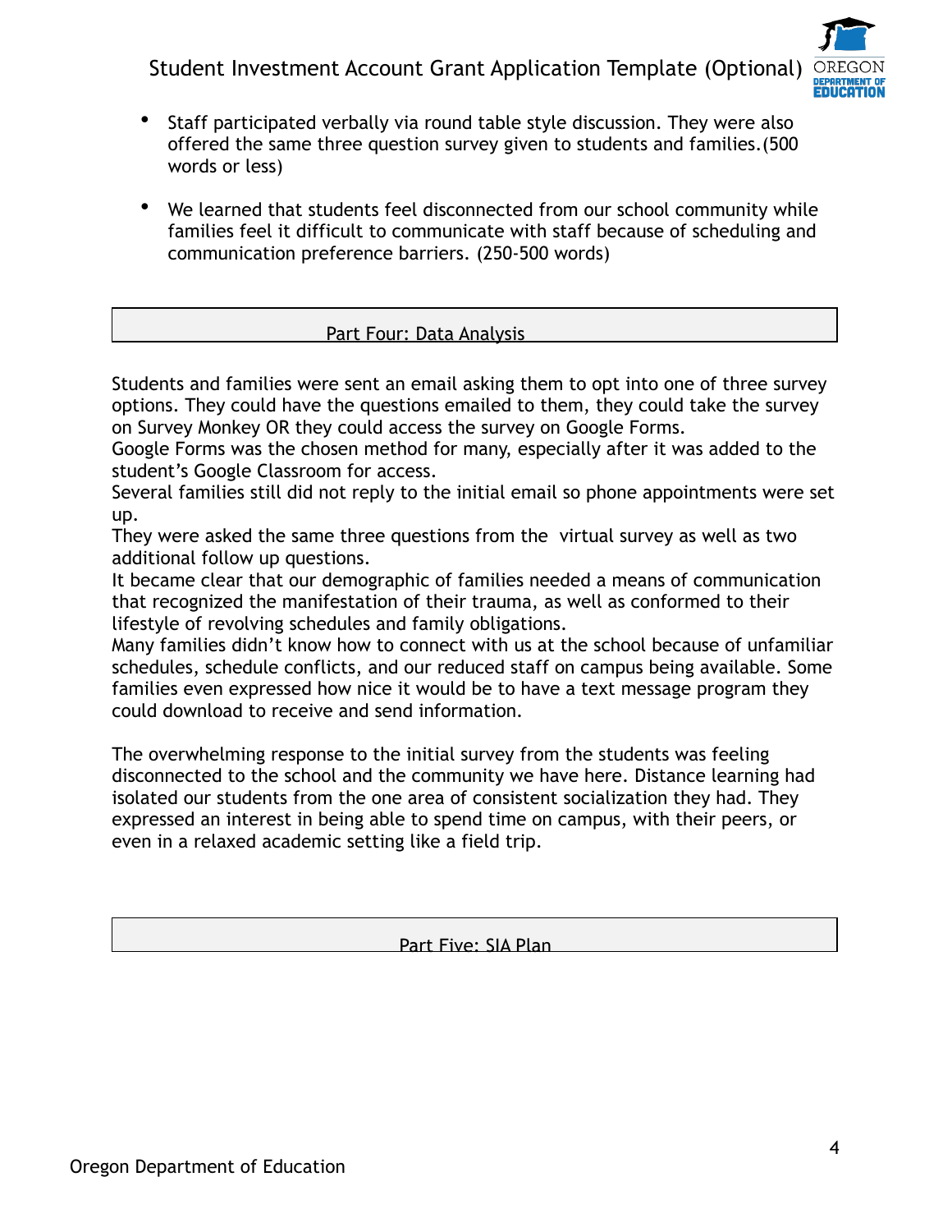- Staff participated verbally via round table style discussion. They were also offered the same three question survey given to students and families.(500 words or less)
- We learned that students feel disconnected from our school community while families feel it difficult to communicate with staff because of scheduling and communication preference barriers. (250-500 words)

## Part Four: Data Analysis

Students and families were sent an email asking them to opt into one of three survey options. They could have the questions emailed to them, they could take the survey on Survey Monkey OR they could access the survey on Google Forms.
Google Forms was the chosen method for many, especially after it was added to the student's Google Classroom for access.
Several families still did not reply to the initial email so phone appointments were set up.
They were asked the same three questions from the virtual survey as well as two additional follow up questions.
It became clear that our demographic of families needed a means of communication that recognized the manifestation of their trauma, as well as conformed to their lifestyle of revolving schedules and family obligations.
Many families didn't know how to connect with us at the school because of unfamiliar schedules, schedule conflicts, and our reduced staff on campus being available. Some families even expressed how nice it would be to have a text message program they could download to receive and send information.

The overwhelming response to the initial survey from the students was feeling disconnected to the school and the community we have here. Distance learning had isolated our students from the one area of consistent socialization they had. They expressed an interest in being able to spend time on campus, with their peers, or even in a relaxed academic setting like a field trip.

## Part Five: SIA Plan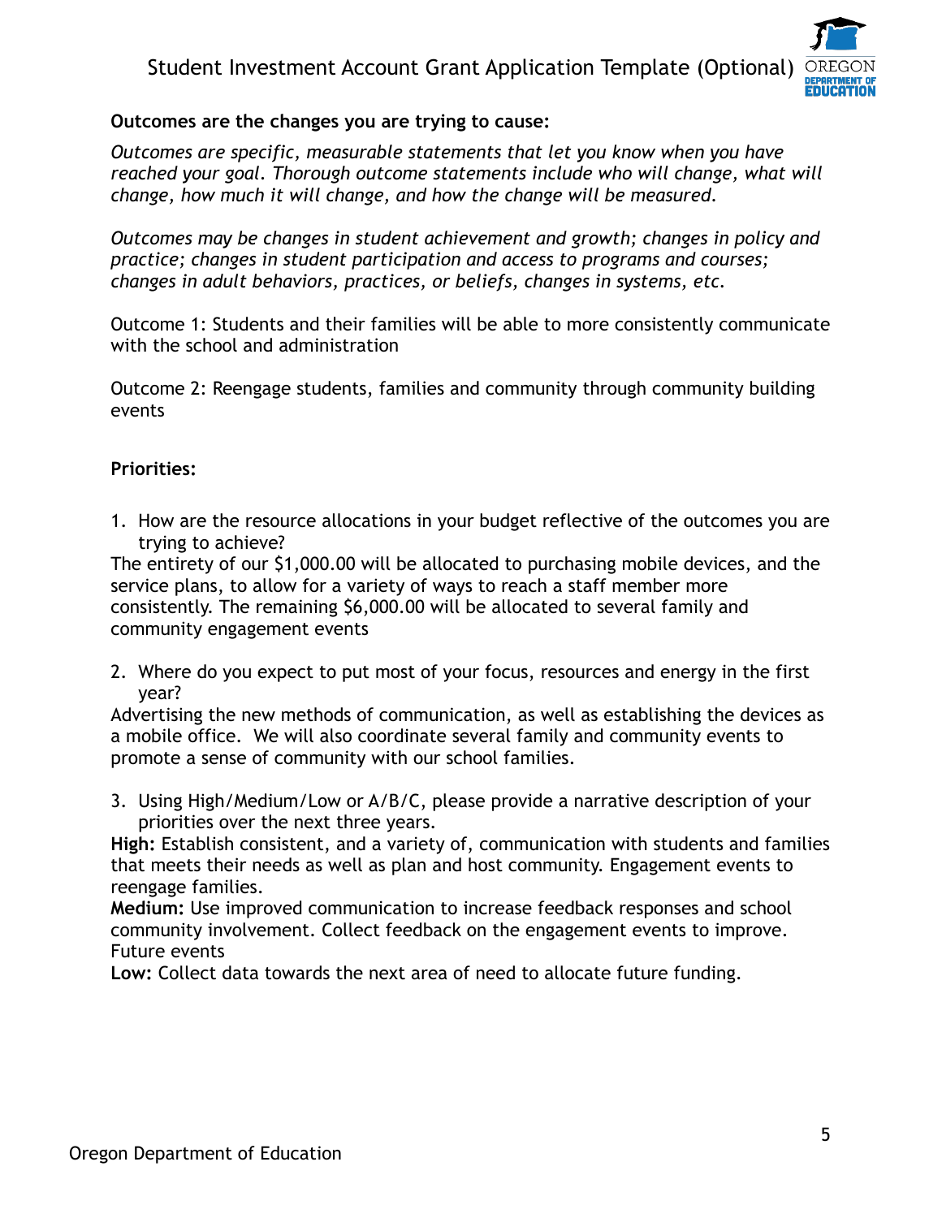**Outcomes are the changes you are trying to cause:**

*Outcomes are specific, measurable statements that let you know when you have reached your goal. Thorough outcome statements include who will change, what will change, how much it will change, and how the change will be measured.*

*Outcomes may be changes in student achievement and growth; changes in policy and practice; changes in student participation and access to programs and courses; changes in adult behaviors, practices, or beliefs, changes in systems, etc.*

Outcome 1: Students and their families will be able to more consistently communicate with the school and administration

Outcome 2: Reengage students, families and community through community building events

**Priorities:**

1. How are the resource allocations in your budget reflective of the outcomes you are trying to achieve?

The entirety of our $1,000.00 will be allocated to purchasing mobile devices, and the service plans, to allow for a variety of ways to reach a staff member more consistently. The remaining $6,000.00 will be allocated to several family and community engagement events

2. Where do you expect to put most of your focus, resources and energy in the first year?

Advertising the new methods of communication, as well as establishing the devices as a mobile office. We will also coordinate several family and community events to promote a sense of community with our school families.

3. Using High/Medium/Low or A/B/C, please provide a narrative description of your priorities over the next three years.

**High:** Establish consistent, and a variety of, communication with students and families that meets their needs as well as plan and host community. Engagement events to reengage families.
**Medium:** Use improved communication to increase feedback responses and school community involvement. Collect feedback on the engagement events to improve. Future events
**Low:** Collect data towards the next area of need to allocate future funding.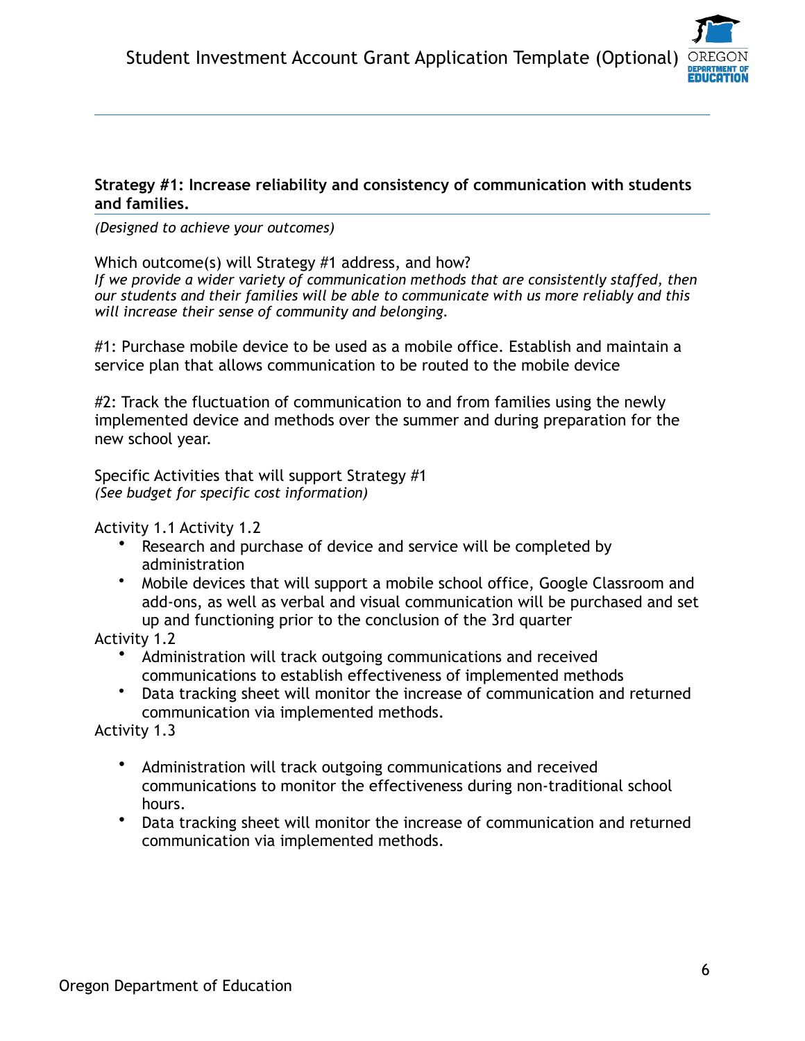**Strategy #1: Increase reliability and consistency of communication with students and families.**

*(Designed to achieve your outcomes)*

Which outcome(s) will Strategy #1 address, and how?
*If we provide a wider variety of communication methods that are consistently staffed, then our students and their families will be able to communicate with us more reliably and this will increase their sense of community and belonging.*

#1: Purchase mobile device to be used as a mobile office. Establish and maintain a service plan that allows communication to be routed to the mobile device

#2: Track the fluctuation of communication to and from families using the newly implemented device and methods over the summer and during preparation for the new school year.

Specific Activities that will support Strategy #1
*(See budget for specific cost information)*

Activity 1.1 Activity 1.2

- Research and purchase of device and service will be completed by administration
- Mobile devices that will support a mobile school office, Google Classroom and add-ons, as well as verbal and visual communication will be purchased and set up and functioning prior to the conclusion of the 3rd quarter

Activity 1.2

- Administration will track outgoing communications and received communications to establish effectiveness of implemented methods
- Data tracking sheet will monitor the increase of communication and returned communication via implemented methods.

Activity 1.3

- Administration will track outgoing communications and received communications to monitor the effectiveness during non-traditional school hours.
- Data tracking sheet will monitor the increase of communication and returned communication via implemented methods.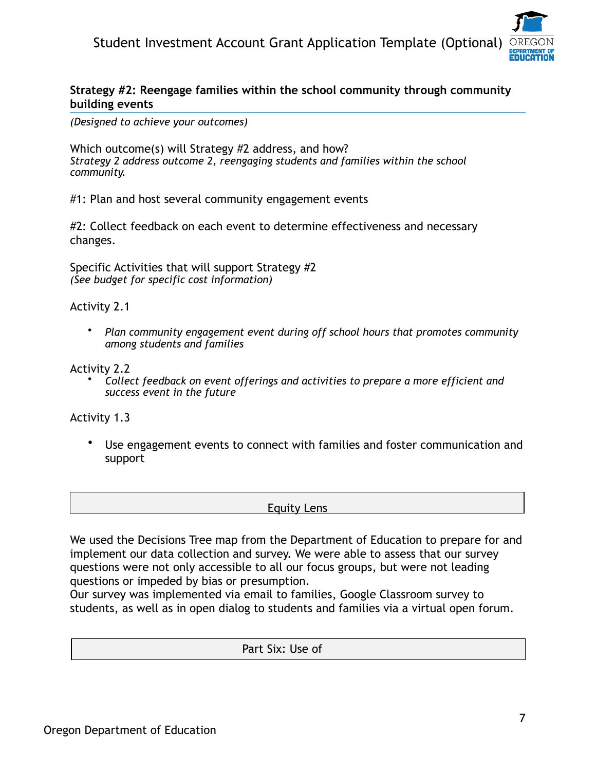**Strategy #2: Reengage families within the school community through community building events**

*(Designed to achieve your outcomes)*

Which outcome(s) will Strategy #2 address, and how?
*Strategy 2 address outcome 2, reengaging students and families within the school community.*

#1: Plan and host several community engagement events

#2: Collect feedback on each event to determine effectiveness and necessary changes.

Specific Activities that will support Strategy #2
*(See budget for specific cost information)*

Activity 2.1

- *Plan community engagement event during off school hours that promotes community among students and families*

Activity 2.2

- *Collect feedback on event offerings and activities to prepare a more efficient and success event in the future*

Activity 1.3

- Use engagement events to connect with families and foster communication and support

| Equity Lens |
| --- |

We used the Decisions Tree map from the Department of Education to prepare for and implement our data collection and survey. We were able to assess that our survey questions were not only accessible to all our focus groups, but were not leading questions or impeded by bias or presumption.
Our survey was implemented via email to families, Google Classroom survey to students, as well as in open dialog to students and families via a virtual open forum.

| Part Six: Use of |
| --- |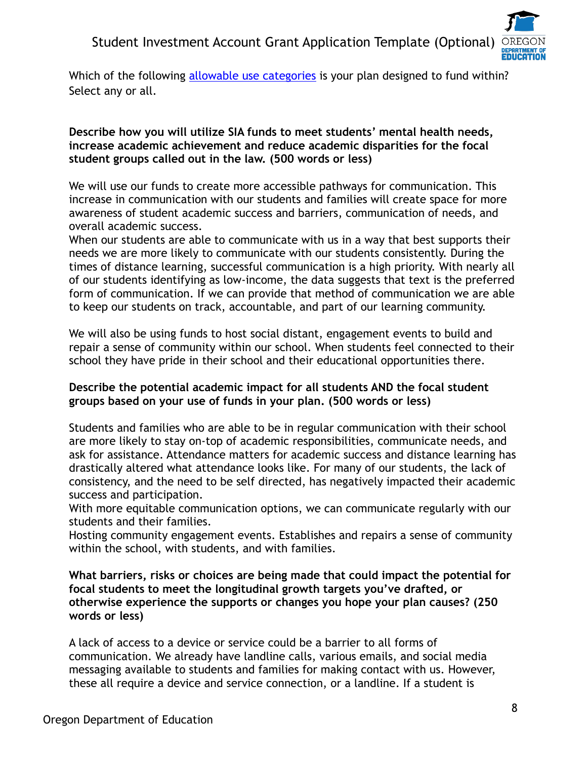Which of the following [allowable use categories]() is your plan designed to fund within? Select any or all.

**Describe how you will utilize SIA funds to meet students' mental health needs, increase academic achievement and reduce academic disparities for the focal student groups called out in the law. (500 words or less)**

We will use our funds to create more accessible pathways for communication. This increase in communication with our students and families will create space for more awareness of student academic success and barriers, communication of needs, and overall academic success.
When our students are able to communicate with us in a way that best supports their needs we are more likely to communicate with our students consistently. During the times of distance learning, successful communication is a high priority. With nearly all of our students identifying as low-income, the data suggests that text is the preferred form of communication. If we can provide that method of communication we are able to keep our students on track, accountable, and part of our learning community.

We will also be using funds to host social distant, engagement events to build and repair a sense of community within our school. When students feel connected to their school they have pride in their school and their educational opportunities there.

**Describe the potential academic impact for all students AND the focal student groups based on your use of funds in your plan. (500 words or less)**

Students and families who are able to be in regular communication with their school are more likely to stay on-top of academic responsibilities, communicate needs, and ask for assistance. Attendance matters for academic success and distance learning has drastically altered what attendance looks like. For many of our students, the lack of consistency, and the need to be self directed, has negatively impacted their academic success and participation.
With more equitable communication options, we can communicate regularly with our students and their families.
Hosting community engagement events. Establishes and repairs a sense of community within the school, with students, and with families.

**What barriers, risks or choices are being made that could impact the potential for focal students to meet the longitudinal growth targets you've drafted, or otherwise experience the supports or changes you hope your plan causes? (250 words or less)**

A lack of access to a device or service could be a barrier to all forms of communication. We already have landline calls, various emails, and social media messaging available to students and families for making contact with us. However, these all require a device and service connection, or a landline. If a student is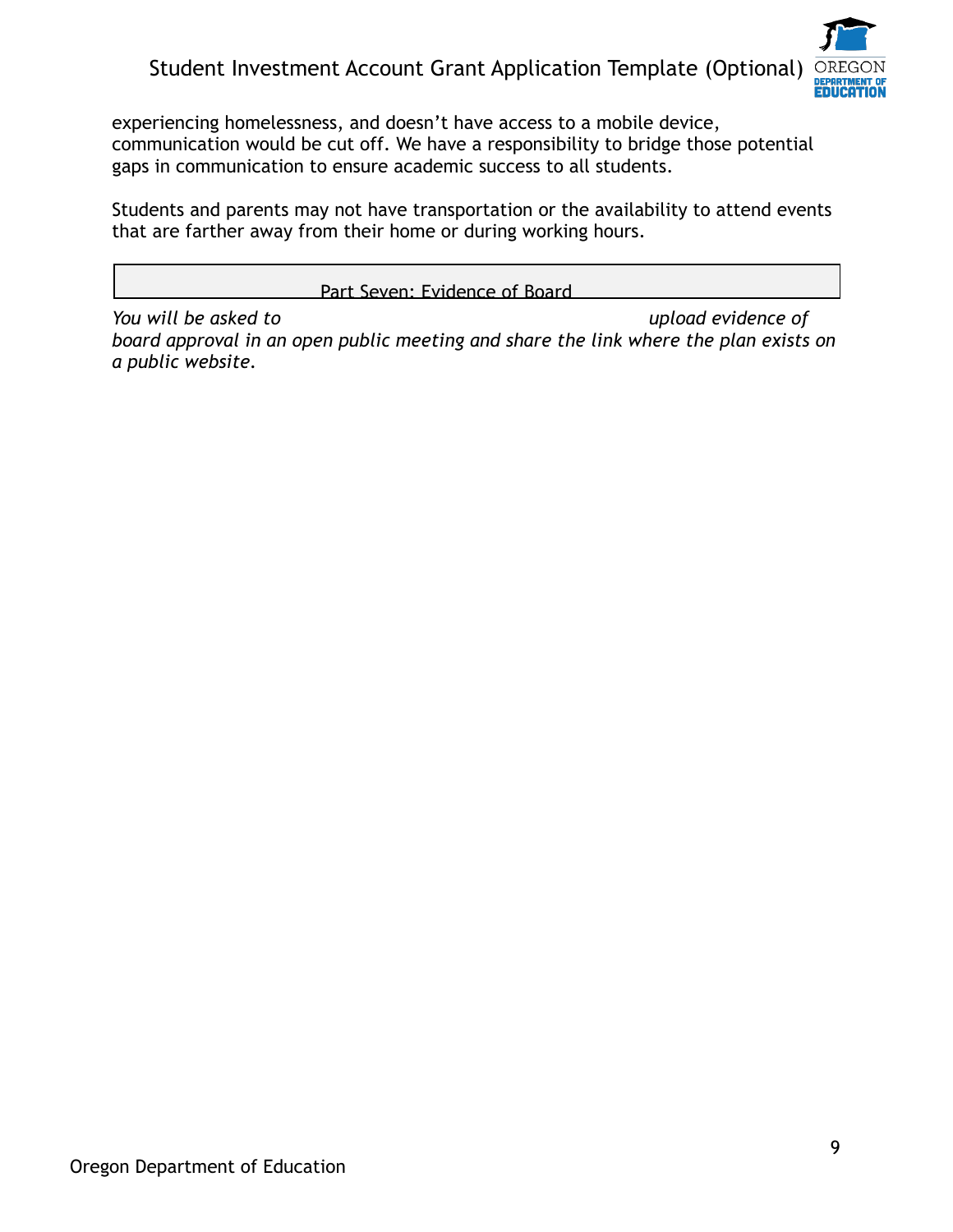experiencing homelessness, and doesn't have access to a mobile device, communication would be cut off. We have a responsibility to bridge those potential gaps in communication to ensure academic success to all students.

Students and parents may not have transportation or the availability to attend events that are farther away from their home or during working hours.

## Part Seven: Evidence of Board

*You will be asked to upload evidence of board approval in an open public meeting and share the link where the plan exists on a public website.*